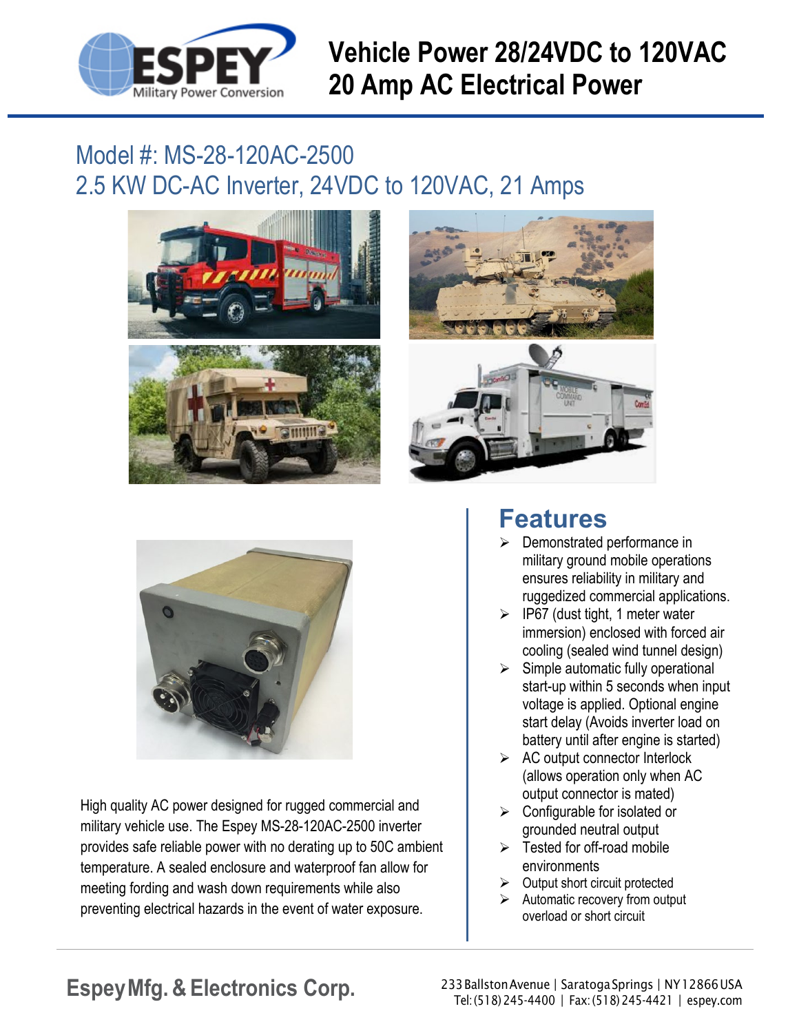# Vehicle Power 28/24VDC to 120VAC 20 Amp AC Electrical Power

## Model #: MS-28-120AC-2500
## 2.5 KW DC-AC Inverter, 24VDC to 120VAC, 21 Amps

High quality AC power designed for rugged commercial and military vehicle use. The Espey MS-28-120AC-2500 inverter provides safe reliable power with no derating up to 50C ambient temperature. A sealed enclosure and waterproof fan allow for meeting fording and wash down requirements while also preventing electrical hazards in the event of water exposure.

## Features

- Demonstrated performance in military ground mobile operations ensures reliability in military and ruggedized commercial applications.
- IP67 (dust tight, 1 meter water immersion) enclosed with forced air cooling (sealed wind tunnel design)
- Simple automatic fully operational start-up within 5 seconds when input voltage is applied. Optional engine start delay (Avoids inverter load on battery until after engine is started)
- AC output connector Interlock (allows operation only when AC output connector is mated)
- Configurable for isolated or grounded neutral output
- Tested for off-road mobile environments
- Output short circuit protected
- Automatic recovery from output overload or short circuit

**Espey Mfg. & Electronics Corp.**

233 Ballston Avenue | Saratoga Springs | NY 12866 USA
Tel: (518) 245-4400 | Fax: (518) 245-4421 | espey.com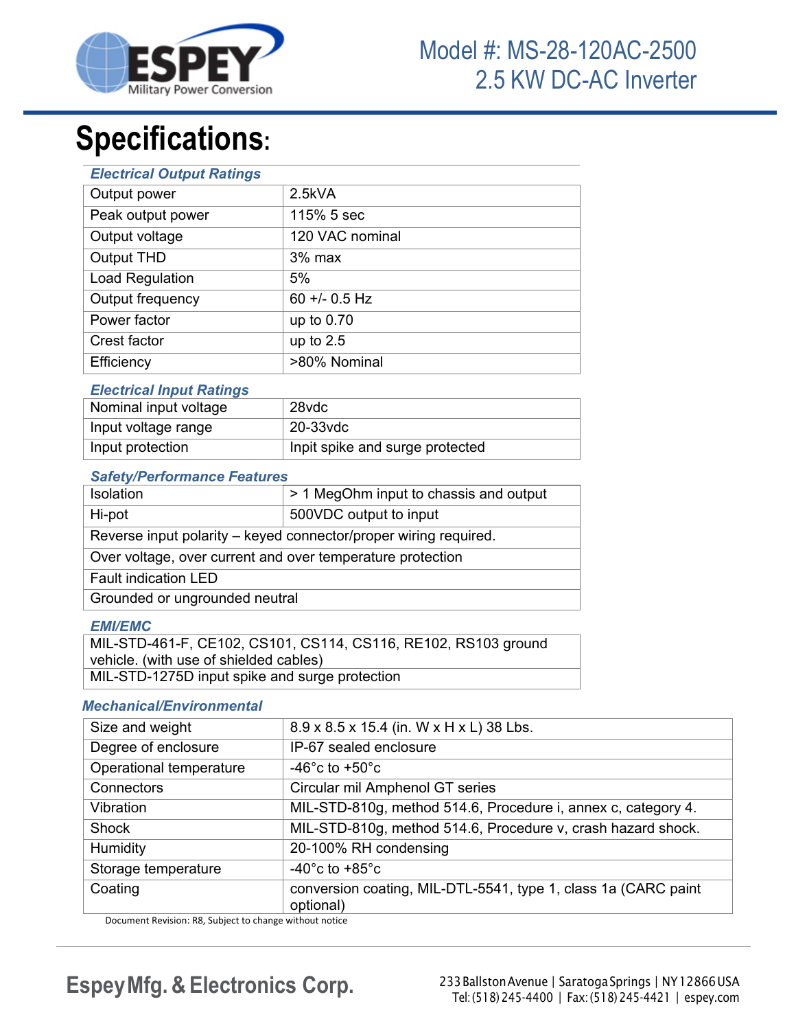# Model #: MS-28-120AC-2500
## 2.5 KW DC-AC Inverter

# Specifications:

### *Electrical Output Ratings*

| | |
|---|---|
| Output power | 2.5kVA |
| Peak output power | 115% 5 sec |
| Output voltage | 120 VAC nominal |
| Output THD | 3% max |
| Load Regulation | 5% |
| Output frequency | 60 +/- 0.5 Hz |
| Power factor | up to 0.70 |
| Crest factor | up to 2.5 |
| Efficiency | >80% Nominal |

### *Electrical Input Ratings*

| | |
|---|---|
| Nominal input voltage | 28vdc |
| Input voltage range | 20-33vdc |
| Input protection | Inpit spike and surge protected |

### *Safety/Performance Features*

| | |
|---|---|
| Isolation | > 1 MegOhm input to chassis and output |
| Hi-pot | 500VDC output to input |
| Reverse input polarity – keyed connector/proper wiring required. | |
| Over voltage, over current and over temperature protection | |
| Fault indication LED | |
| Grounded or ungrounded neutral | |

### *EMI/EMC*

| |
|---|
| MIL-STD-461-F, CE102, CS101, CS114, CS116, RE102, RS103 ground vehicle. (with use of shielded cables) |
| MIL-STD-1275D input spike and surge protection |

### *Mechanical/Environmental*

| | |
|---|---|
| Size and weight | 8.9 x 8.5 x 15.4 (in. W x H x L) 38 Lbs. |
| Degree of enclosure | IP-67 sealed enclosure |
| Operational temperature | -46°c to +50°c |
| Connectors | Circular mil Amphenol GT series |
| Vibration | MIL-STD-810g, method 514.6, Procedure i, annex c, category 4. |
| Shock | MIL-STD-810g, method 514.6, Procedure v, crash hazard shock. |
| Humidity | 20-100% RH condensing |
| Storage temperature | -40°c to +85°c |
| Coating | conversion coating, MIL-DTL-5541, type 1, class 1a (CARC paint optional) |

Document Revision: R8, Subject to change without notice

**Espey Mfg. & Electronics Corp.**

233 Ballston Avenue | Saratoga Springs | NY 12866 USA
Tel: (518) 245-4400 | Fax: (518) 245-4421 | espey.com